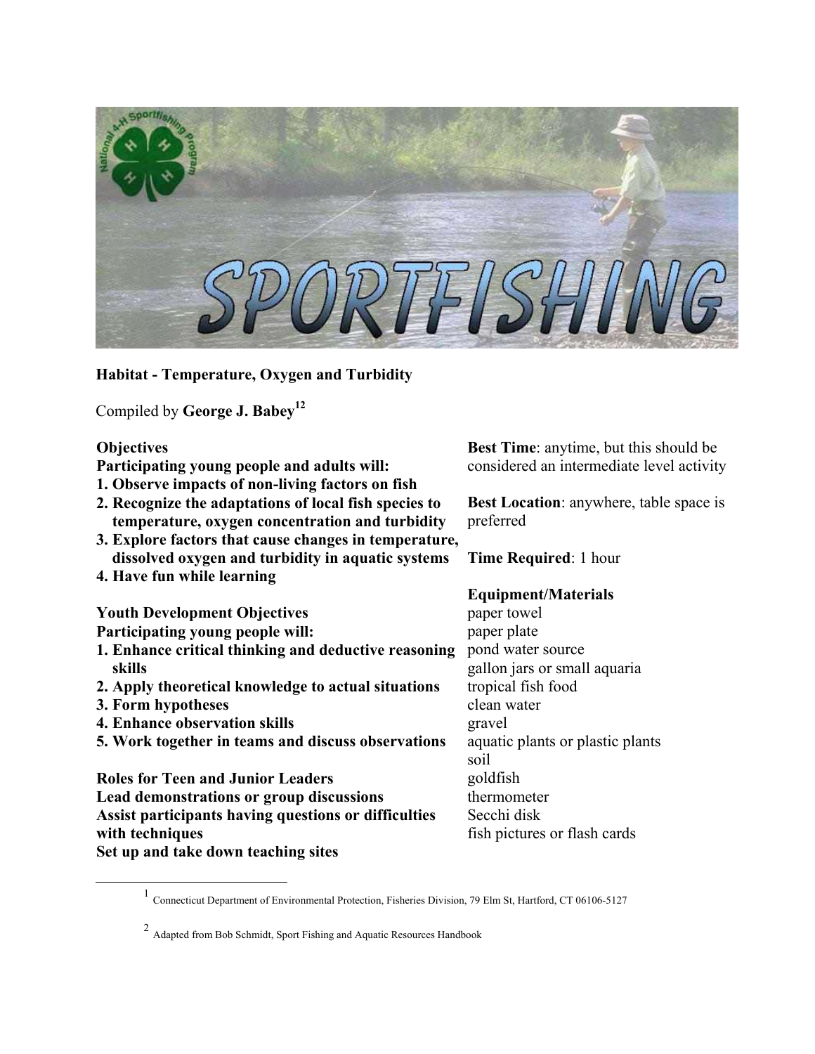# Habitat - Temperature, Oxygen and Turbidity

Compiled by **George J. Babey**[1,2]

**Objectives**

**Participating young people and adults will:**

1. **Observe impacts of non-living factors on fish**
2. **Recognize the adaptations of local fish species to temperature, oxygen concentration and turbidity**
3. **Explore factors that cause changes in temperature, dissolved oxygen and turbidity in aquatic systems**
4. **Have fun while learning**

**Youth Development Objectives**

**Participating young people will:**

1. **Enhance critical thinking and deductive reasoning skills**
2. **Apply theoretical knowledge to actual situations**
3. **Form hypotheses**
4. **Enhance observation skills**
5. **Work together in teams and discuss observations**

**Roles for Teen and Junior Leaders**

**Lead demonstrations or group discussions**

**Assist participants having questions or difficulties with techniques**

**Set up and take down teaching sites**

**Best Time**: anytime, but this should be considered an intermediate level activity

**Best Location**: anywhere, table space is preferred

**Time Required**: 1 hour

**Equipment/Materials**

paper towel
paper plate
pond water source
gallon jars or small aquaria
tropical fish food
clean water
gravel
aquatic plants or plastic plants
soil
goldfish
thermometer
Secchi disk
fish pictures or flash cards

---

[1] Connecticut Department of Environmental Protection, Fisheries Division, 79 Elm St, Hartford, CT 06106-5127

[2] Adapted from Bob Schmidt, Sport Fishing and Aquatic Resources Handbook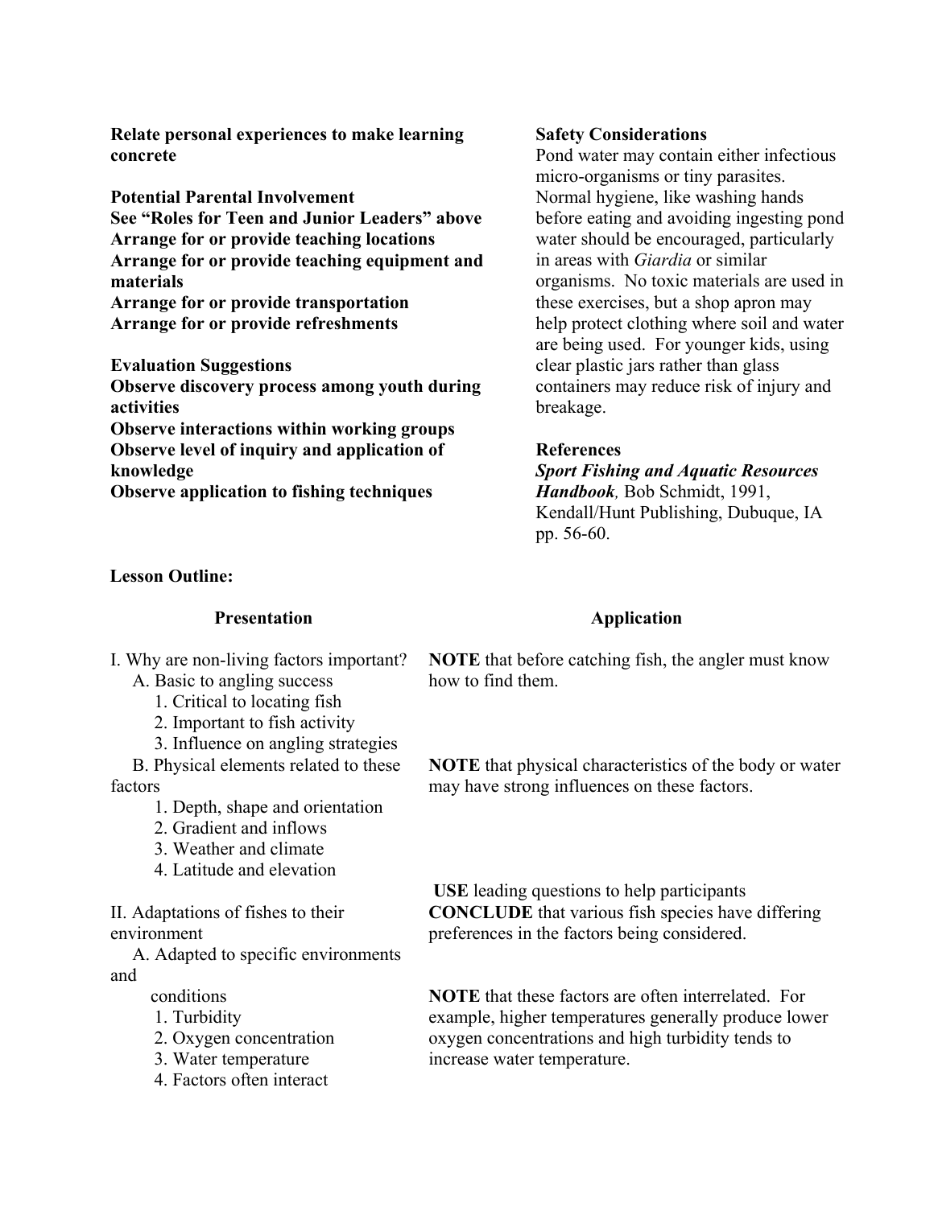**Relate personal experiences to make learning concrete**

**Potential Parental Involvement**

**See "Roles for Teen and Junior Leaders" above**

**Arrange for or provide teaching locations**

**Arrange for or provide teaching equipment and materials**

**Arrange for or provide transportation**

**Arrange for or provide refreshments**

**Evaluation Suggestions**

**Observe discovery process among youth during activities**

**Observe interactions within working groups**

**Observe level of inquiry and application of knowledge**

**Observe application to fishing techniques**

**Safety Considerations**

Pond water may contain either infectious micro-organisms or tiny parasites. Normal hygiene, like washing hands before eating and avoiding ingesting pond water should be encouraged, particularly in areas with *Giardia* or similar organisms. No toxic materials are used in these exercises, but a shop apron may help protect clothing where soil and water are being used. For younger kids, using clear plastic jars rather than glass containers may reduce risk of injury and breakage.

**References**

***Sport Fishing and Aquatic Resources Handbook***, Bob Schmidt, 1991, Kendall/Hunt Publishing, Dubuque, IA pp. 56-60.

**Lesson Outline:**

| **Presentation** | **Application** |
|---|---|
| I. Why are non-living factors important?<br>A. Basic to angling success<br>1. Critical to locating fish<br>2. Important to fish activity<br>3. Influence on angling strategies | **NOTE** that before catching fish, the angler must know how to find them. |
| B. Physical elements related to these factors<br>1. Depth, shape and orientation<br>2. Gradient and inflows<br>3. Weather and climate<br>4. Latitude and elevation | **NOTE** that physical characteristics of the body or water may have strong influences on these factors. |
| II. Adaptations of fishes to their environment | **USE** leading questions to help participants **CONCLUDE** that various fish species have differing preferences in the factors being considered. |
| A. Adapted to specific environments and conditions<br>1. Turbidity<br>2. Oxygen concentration<br>3. Water temperature<br>4. Factors often interact | **NOTE** that these factors are often interrelated. For example, higher temperatures generally produce lower oxygen concentrations and high turbidity tends to increase water temperature. |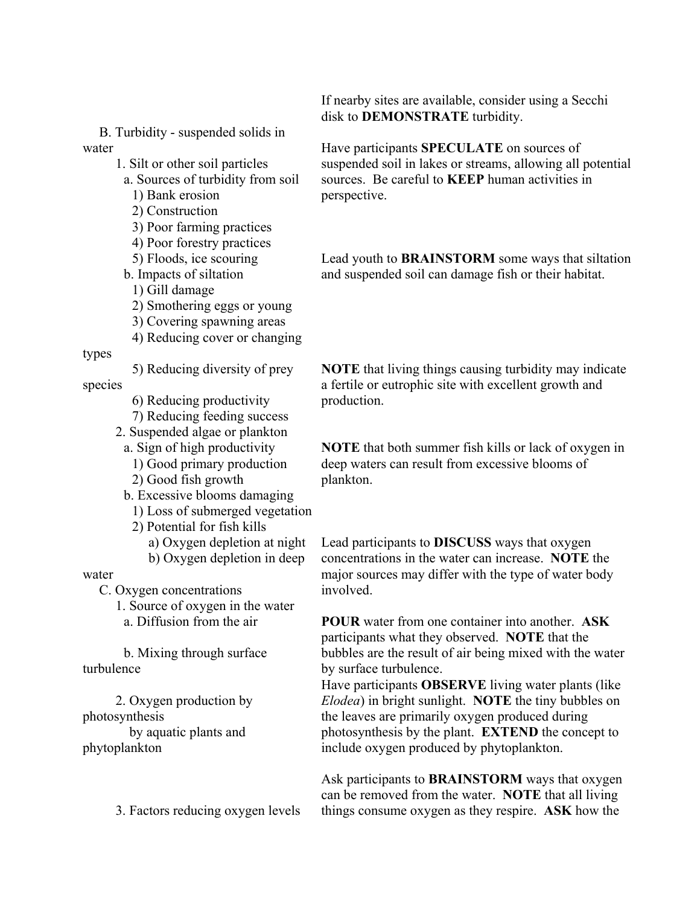B. Turbidity - suspended solids in water
   1. Silt or other soil particles
      a. Sources of turbidity from soil
         1) Bank erosion
         2) Construction
         3) Poor farming practices
         4) Poor forestry practices
         5) Floods, ice scouring
      b. Impacts of siltation
         1) Gill damage
         2) Smothering eggs or young
         3) Covering spawning areas
         4) Reducing cover or changing types
         5) Reducing diversity of prey species
         6) Reducing productivity
         7) Reducing feeding success
   2. Suspended algae or plankton
      a. Sign of high productivity
         1) Good primary production
         2) Good fish growth
      b. Excessive blooms damaging
         1) Loss of submerged vegetation
         2) Potential for fish kills
            a) Oxygen depletion at night
            b) Oxygen depletion in deep water

C. Oxygen concentrations
   1. Source of oxygen in the water
      a. Diffusion from the air
      b. Mixing through surface turbulence
   2. Oxygen production by photosynthesis by aquatic plants and phytoplankton
   3. Factors reducing oxygen levels

If nearby sites are available, consider using a Secchi disk to **DEMONSTRATE** turbidity.

Have participants **SPECULATE** on sources of suspended soil in lakes or streams, allowing all potential sources. Be careful to **KEEP** human activities in perspective.

Lead youth to **BRAINSTORM** some ways that siltation and suspended soil can damage fish or their habitat.

**NOTE** that living things causing turbidity may indicate a fertile or eutrophic site with excellent growth and production.

**NOTE** that both summer fish kills or lack of oxygen in deep waters can result from excessive blooms of plankton.

Lead participants to **DISCUSS** ways that oxygen concentrations in the water can increase. **NOTE** the major sources may differ with the type of water body involved.

**POUR** water from one container into another. **ASK** participants what they observed. **NOTE** that the bubbles are the result of air being mixed with the water by surface turbulence.

Have participants **OBSERVE** living water plants (like *Elodea*) in bright sunlight. **NOTE** the tiny bubbles on the leaves are primarily oxygen produced during photosynthesis by the plant. **EXTEND** the concept to include oxygen produced by phytoplankton.

Ask participants to **BRAINSTORM** ways that oxygen can be removed from the water. **NOTE** that all living things consume oxygen as they respire. **ASK** how the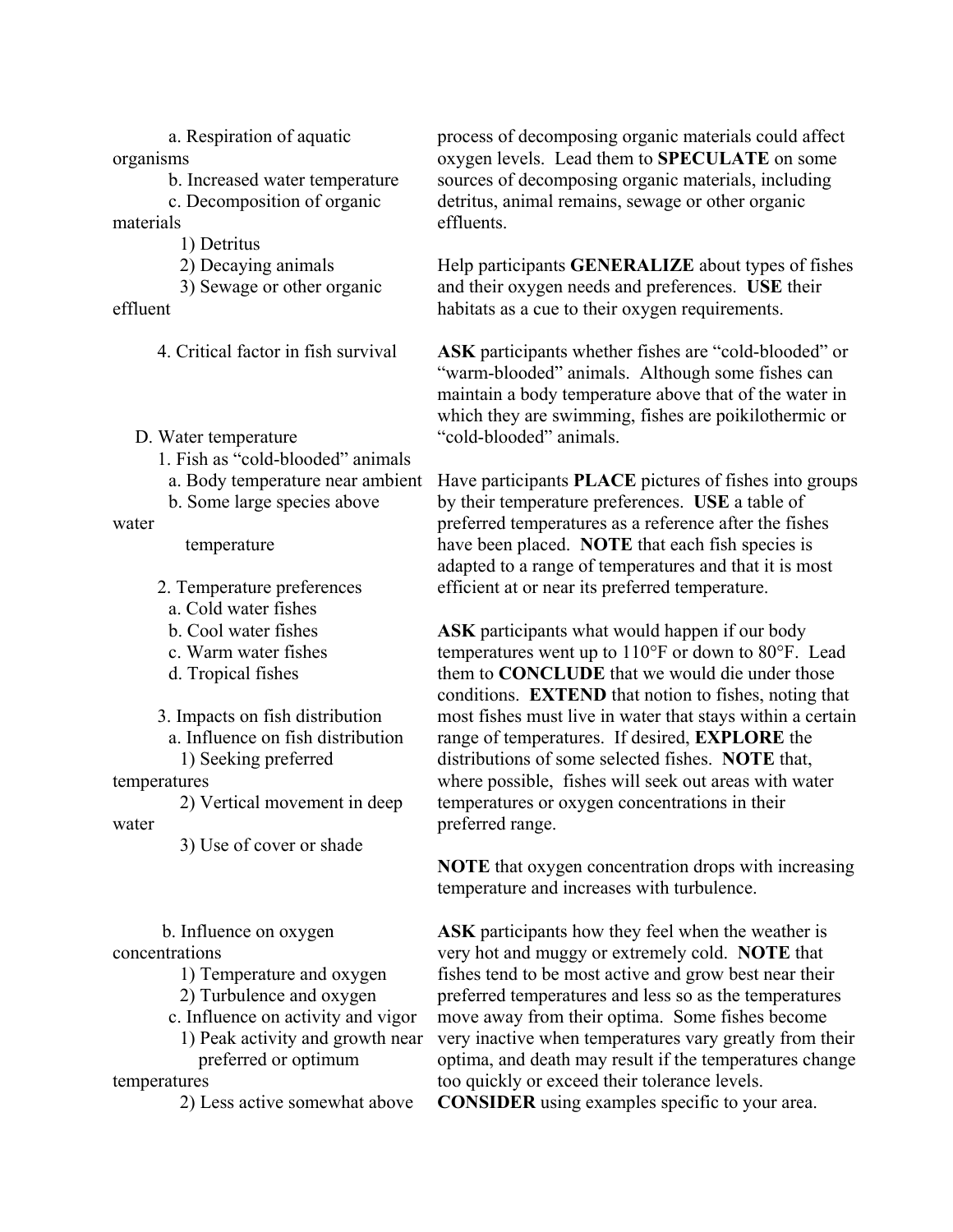a. Respiration of aquatic organisms
b. Increased water temperature
c. Decomposition of organic materials
1) Detritus
2) Decaying animals
3) Sewage or other organic effluent

4. Critical factor in fish survival

D. Water temperature
1. Fish as "cold-blooded" animals
a. Body temperature near ambient
b. Some large species above water temperature

2. Temperature preferences
a. Cold water fishes
b. Cool water fishes
c. Warm water fishes
d. Tropical fishes

3. Impacts on fish distribution
a. Influence on fish distribution
1) Seeking preferred temperatures
2) Vertical movement in deep water
3) Use of cover or shade

b. Influence on oxygen concentrations
1) Temperature and oxygen
2) Turbulence and oxygen
c. Influence on activity and vigor
1) Peak activity and growth near preferred or optimum temperatures
2) Less active somewhat above

process of decomposing organic materials could affect oxygen levels. Lead them to **SPECULATE** on some sources of decomposing organic materials, including detritus, animal remains, sewage or other organic effluents.

Help participants **GENERALIZE** about types of fishes and their oxygen needs and preferences. **USE** their habitats as a cue to their oxygen requirements.

**ASK** participants whether fishes are "cold-blooded" or "warm-blooded" animals. Although some fishes can maintain a body temperature above that of the water in which they are swimming, fishes are poikilothermic or "cold-blooded" animals.

Have participants **PLACE** pictures of fishes into groups by their temperature preferences. **USE** a table of preferred temperatures as a reference after the fishes have been placed. **NOTE** that each fish species is adapted to a range of temperatures and that it is most efficient at or near its preferred temperature.

**ASK** participants what would happen if our body temperatures went up to 110°F or down to 80°F. Lead them to **CONCLUDE** that we would die under those conditions. **EXTEND** that notion to fishes, noting that most fishes must live in water that stays within a certain range of temperatures. If desired, **EXPLORE** the distributions of some selected fishes. **NOTE** that, where possible, fishes will seek out areas with water temperatures or oxygen concentrations in their preferred range.

**NOTE** that oxygen concentration drops with increasing temperature and increases with turbulence.

**ASK** participants how they feel when the weather is very hot and muggy or extremely cold. **NOTE** that fishes tend to be most active and grow best near their preferred temperatures and less so as the temperatures move away from their optima. Some fishes become very inactive when temperatures vary greatly from their optima, and death may result if the temperatures change too quickly or exceed their tolerance levels. **CONSIDER** using examples specific to your area.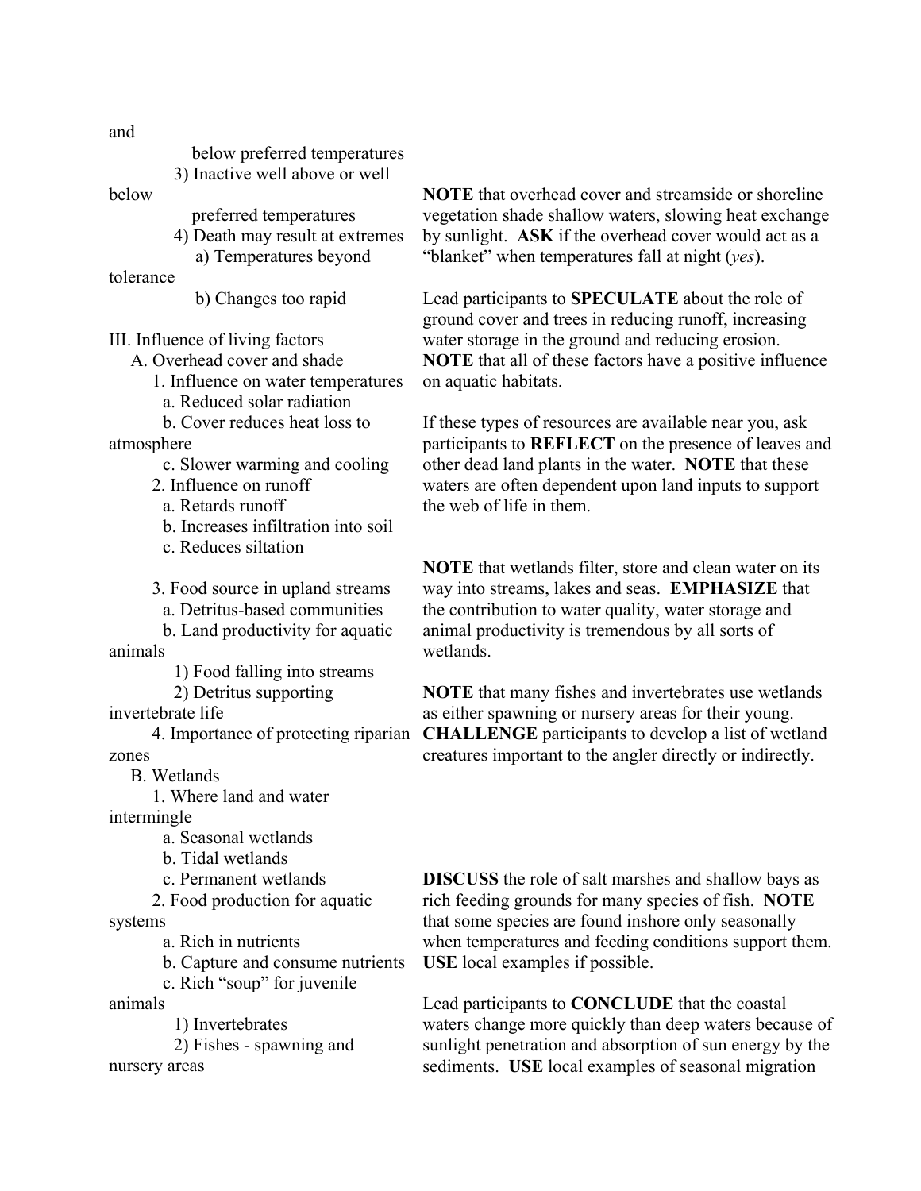and below preferred temperatures

3) Inactive well above or well below preferred temperatures

4) Death may result at extremes

a) Temperatures beyond tolerance

b) Changes too rapid

III. Influence of living factors

A. Overhead cover and shade

1. Influence on water temperatures

a. Reduced solar radiation

b. Cover reduces heat loss to atmosphere

c. Slower warming and cooling

2. Influence on runoff

a. Retards runoff

b. Increases infiltration into soil

c. Reduces siltation

3. Food source in upland streams

a. Detritus-based communities

b. Land productivity for aquatic animals

1) Food falling into streams

2) Detritus supporting invertebrate life

4. Importance of protecting riparian zones

B. Wetlands

1. Where land and water intermingle

a. Seasonal wetlands

b. Tidal wetlands

c. Permanent wetlands

2. Food production for aquatic systems

a. Rich in nutrients

b. Capture and consume nutrients

c. Rich "soup" for juvenile animals

1) Invertebrates

2) Fishes - spawning and nursery areas

**NOTE** that overhead cover and streamside or shoreline vegetation shade shallow waters, slowing heat exchange by sunlight. **ASK** if the overhead cover would act as a "blanket" when temperatures fall at night (*yes*).

Lead participants to **SPECULATE** about the role of ground cover and trees in reducing runoff, increasing water storage in the ground and reducing erosion. **NOTE** that all of these factors have a positive influence on aquatic habitats.

If these types of resources are available near you, ask participants to **REFLECT** on the presence of leaves and other dead land plants in the water. **NOTE** that these waters are often dependent upon land inputs to support the web of life in them.

**NOTE** that wetlands filter, store and clean water on its way into streams, lakes and seas. **EMPHASIZE** that the contribution to water quality, water storage and animal productivity is tremendous by all sorts of wetlands.

**NOTE** that many fishes and invertebrates use wetlands as either spawning or nursery areas for their young. **CHALLENGE** participants to develop a list of wetland creatures important to the angler directly or indirectly.

**DISCUSS** the role of salt marshes and shallow bays as rich feeding grounds for many species of fish. **NOTE** that some species are found inshore only seasonally when temperatures and feeding conditions support them. **USE** local examples if possible.

Lead participants to **CONCLUDE** that the coastal waters change more quickly than deep waters because of sunlight penetration and absorption of sun energy by the sediments. **USE** local examples of seasonal migration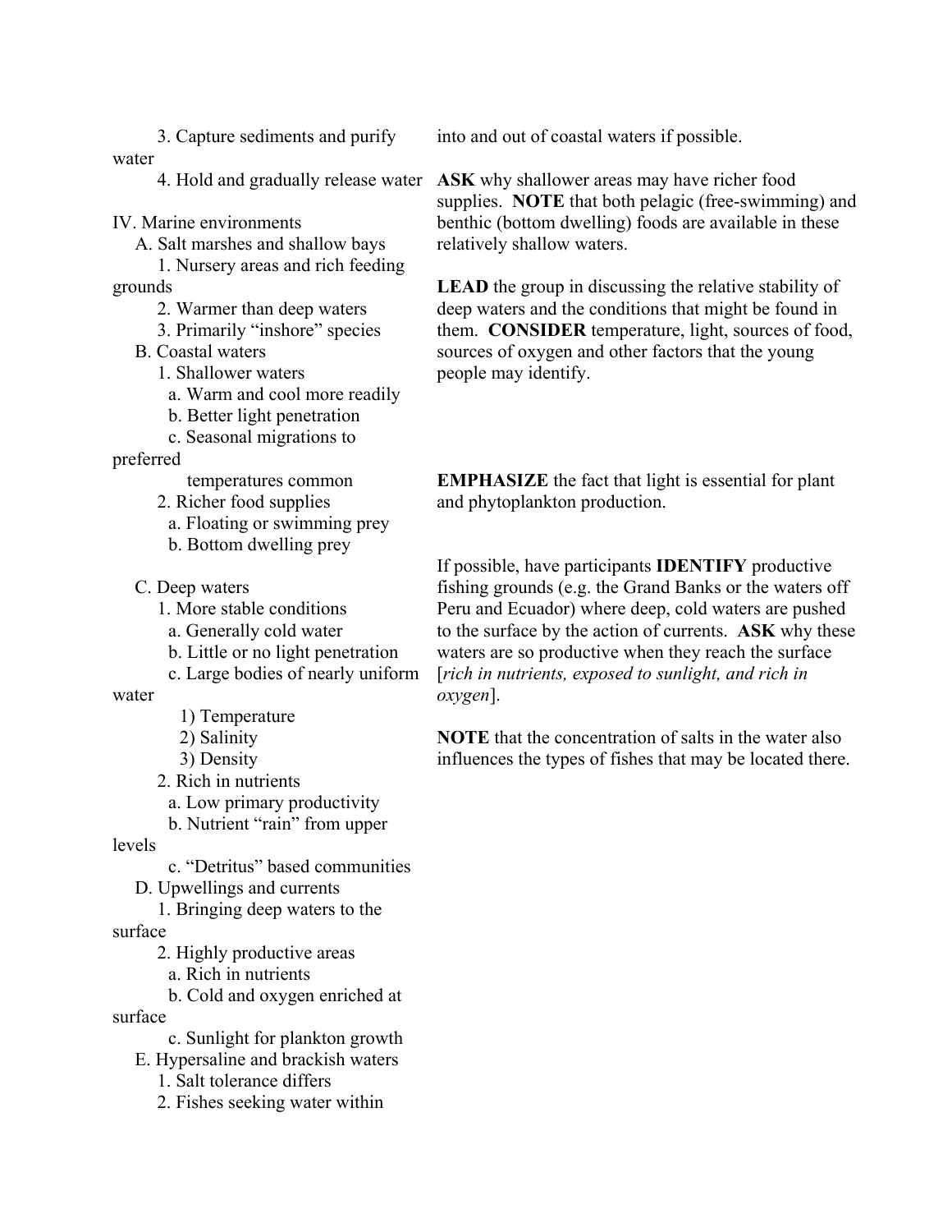3. Capture sediments and purify water

4. Hold and gradually release water

IV. Marine environments

A. Salt marshes and shallow bays

1. Nursery areas and rich feeding grounds
2. Warmer than deep waters
3. Primarily "inshore" species

B. Coastal waters

1. Shallower waters
   a. Warm and cool more readily
   b. Better light penetration
   c. Seasonal migrations to preferred temperatures common
2. Richer food supplies
   a. Floating or swimming prey
   b. Bottom dwelling prey

C. Deep waters

1. More stable conditions
   a. Generally cold water
   b. Little or no light penetration
   c. Large bodies of nearly uniform water
      1) Temperature
      2) Salinity
      3) Density
2. Rich in nutrients
   a. Low primary productivity
   b. Nutrient "rain" from upper levels
   c. "Detritus" based communities

D. Upwellings and currents

1. Bringing deep waters to the surface
2. Highly productive areas
   a. Rich in nutrients
   b. Cold and oxygen enriched at surface
   c. Sunlight for plankton growth

E. Hypersaline and brackish waters

1. Salt tolerance differs
2. Fishes seeking water within

into and out of coastal waters if possible.

**ASK** why shallower areas may have richer food supplies. **NOTE** that both pelagic (free-swimming) and benthic (bottom dwelling) foods are available in these relatively shallow waters.

**LEAD** the group in discussing the relative stability of deep waters and the conditions that might be found in them. **CONSIDER** temperature, light, sources of food, sources of oxygen and other factors that the young people may identify.

**EMPHASIZE** the fact that light is essential for plant and phytoplankton production.

If possible, have participants **IDENTIFY** productive fishing grounds (e.g. the Grand Banks or the waters off Peru and Ecuador) where deep, cold waters are pushed to the surface by the action of currents. **ASK** why these waters are so productive when they reach the surface [*rich in nutrients, exposed to sunlight, and rich in oxygen*].

**NOTE** that the concentration of salts in the water also influences the types of fishes that may be located there.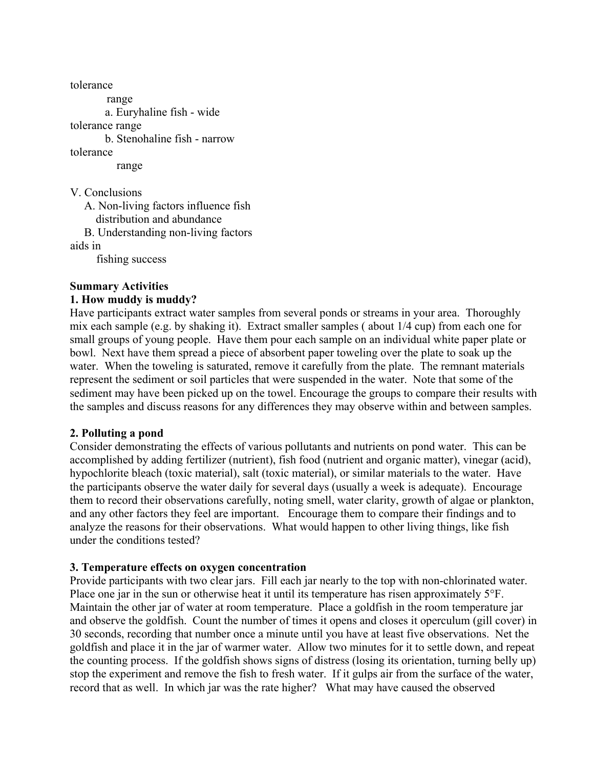tolerance range

a. Euryhaline fish - wide tolerance range

b. Stenohaline fish - narrow tolerance range

V. Conclusions

A. Non-living factors influence fish distribution and abundance

B. Understanding non-living factors aids in fishing success

**Summary Activities**

**1. How muddy is muddy?**

Have participants extract water samples from several ponds or streams in your area. Thoroughly mix each sample (e.g. by shaking it). Extract smaller samples ( about 1/4 cup) from each one for small groups of young people. Have them pour each sample on an individual white paper plate or bowl. Next have them spread a piece of absorbent paper toweling over the plate to soak up the water. When the toweling is saturated, remove it carefully from the plate. The remnant materials represent the sediment or soil particles that were suspended in the water. Note that some of the sediment may have been picked up on the towel. Encourage the groups to compare their results with the samples and discuss reasons for any differences they may observe within and between samples.

**2. Polluting a pond**

Consider demonstrating the effects of various pollutants and nutrients on pond water. This can be accomplished by adding fertilizer (nutrient), fish food (nutrient and organic matter), vinegar (acid), hypochlorite bleach (toxic material), salt (toxic material), or similar materials to the water. Have the participants observe the water daily for several days (usually a week is adequate). Encourage them to record their observations carefully, noting smell, water clarity, growth of algae or plankton, and any other factors they feel are important. Encourage them to compare their findings and to analyze the reasons for their observations. What would happen to other living things, like fish under the conditions tested?

**3. Temperature effects on oxygen concentration**

Provide participants with two clear jars. Fill each jar nearly to the top with non-chlorinated water. Place one jar in the sun or otherwise heat it until its temperature has risen approximately 5°F. Maintain the other jar of water at room temperature. Place a goldfish in the room temperature jar and observe the goldfish. Count the number of times it opens and closes it operculum (gill cover) in 30 seconds, recording that number once a minute until you have at least five observations. Net the goldfish and place it in the jar of warmer water. Allow two minutes for it to settle down, and repeat the counting process. If the goldfish shows signs of distress (losing its orientation, turning belly up) stop the experiment and remove the fish to fresh water. If it gulps air from the surface of the water, record that as well. In which jar was the rate higher? What may have caused the observed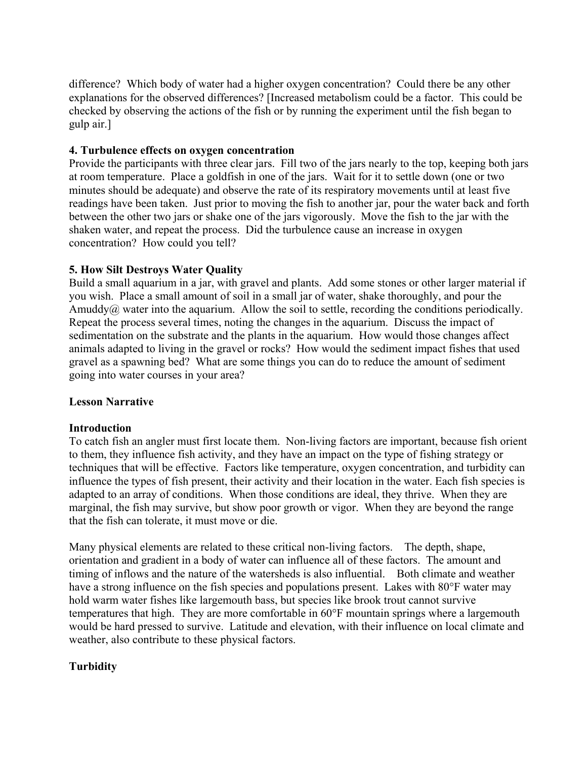difference? Which body of water had a higher oxygen concentration? Could there be any other explanations for the observed differences? [Increased metabolism could be a factor. This could be checked by observing the actions of the fish or by running the experiment until the fish began to gulp air.]

**4. Turbulence effects on oxygen concentration**

Provide the participants with three clear jars. Fill two of the jars nearly to the top, keeping both jars at room temperature. Place a goldfish in one of the jars. Wait for it to settle down (one or two minutes should be adequate) and observe the rate of its respiratory movements until at least five readings have been taken. Just prior to moving the fish to another jar, pour the water back and forth between the other two jars or shake one of the jars vigorously. Move the fish to the jar with the shaken water, and repeat the process. Did the turbulence cause an increase in oxygen concentration? How could you tell?

**5. How Silt Destroys Water Quality**

Build a small aquarium in a jar, with gravel and plants. Add some stones or other larger material if you wish. Place a small amount of soil in a small jar of water, shake thoroughly, and pour the Amuddy@ water into the aquarium. Allow the soil to settle, recording the conditions periodically. Repeat the process several times, noting the changes in the aquarium. Discuss the impact of sedimentation on the substrate and the plants in the aquarium. How would those changes affect animals adapted to living in the gravel or rocks? How would the sediment impact fishes that used gravel as a spawning bed? What are some things you can do to reduce the amount of sediment going into water courses in your area?

## Lesson Narrative

### Introduction

To catch fish an angler must first locate them. Non-living factors are important, because fish orient to them, they influence fish activity, and they have an impact on the type of fishing strategy or techniques that will be effective. Factors like temperature, oxygen concentration, and turbidity can influence the types of fish present, their activity and their location in the water. Each fish species is adapted to an array of conditions. When those conditions are ideal, they thrive. When they are marginal, the fish may survive, but show poor growth or vigor. When they are beyond the range that the fish can tolerate, it must move or die.

Many physical elements are related to these critical non-living factors. The depth, shape, orientation and gradient in a body of water can influence all of these factors. The amount and timing of inflows and the nature of the watersheds is also influential. Both climate and weather have a strong influence on the fish species and populations present. Lakes with 80°F water may hold warm water fishes like largemouth bass, but species like brook trout cannot survive temperatures that high. They are more comfortable in 60°F mountain springs where a largemouth would be hard pressed to survive. Latitude and elevation, with their influence on local climate and weather, also contribute to these physical factors.

### Turbidity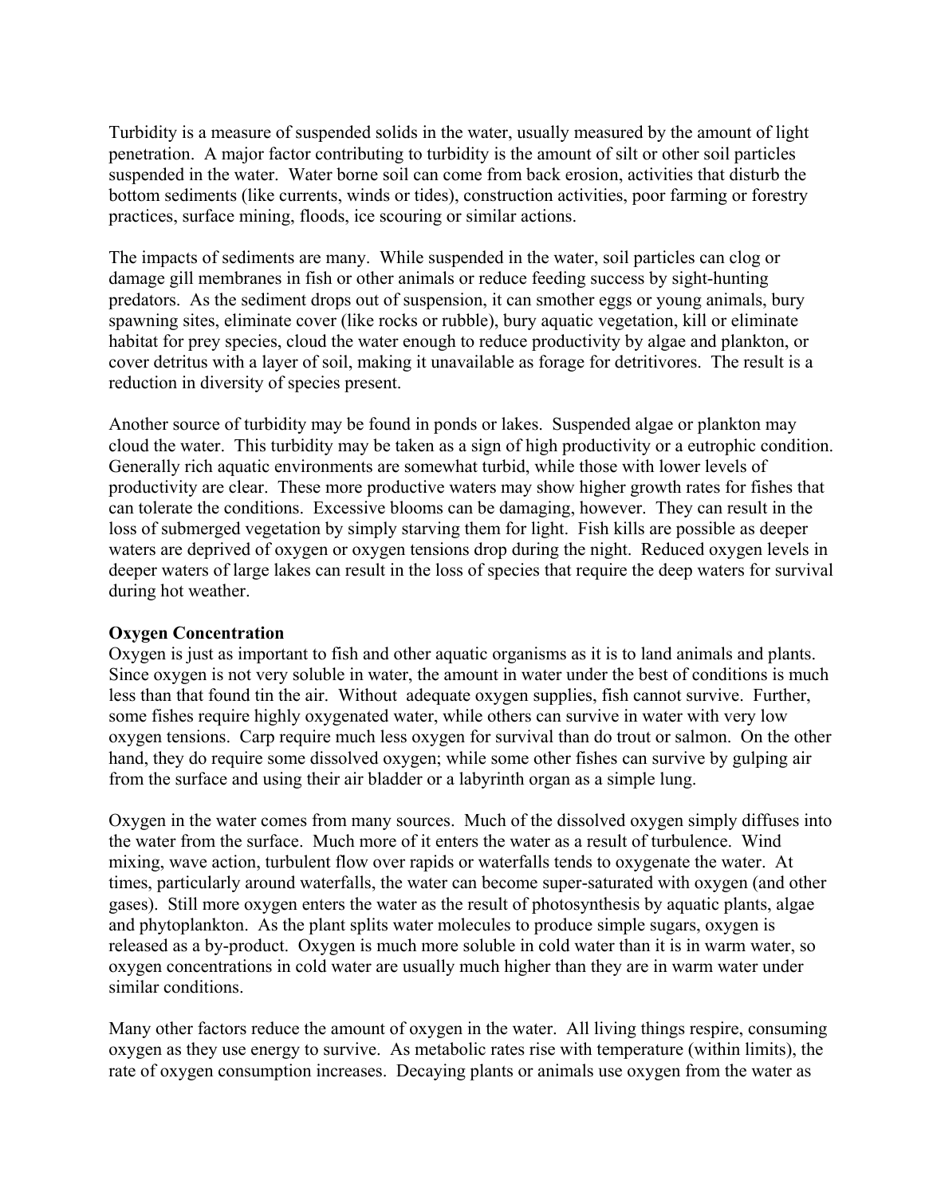Turbidity is a measure of suspended solids in the water, usually measured by the amount of light penetration. A major factor contributing to turbidity is the amount of silt or other soil particles suspended in the water. Water borne soil can come from back erosion, activities that disturb the bottom sediments (like currents, winds or tides), construction activities, poor farming or forestry practices, surface mining, floods, ice scouring or similar actions.

The impacts of sediments are many. While suspended in the water, soil particles can clog or damage gill membranes in fish or other animals or reduce feeding success by sight-hunting predators. As the sediment drops out of suspension, it can smother eggs or young animals, bury spawning sites, eliminate cover (like rocks or rubble), bury aquatic vegetation, kill or eliminate habitat for prey species, cloud the water enough to reduce productivity by algae and plankton, or cover detritus with a layer of soil, making it unavailable as forage for detritivores. The result is a reduction in diversity of species present.

Another source of turbidity may be found in ponds or lakes. Suspended algae or plankton may cloud the water. This turbidity may be taken as a sign of high productivity or a eutrophic condition. Generally rich aquatic environments are somewhat turbid, while those with lower levels of productivity are clear. These more productive waters may show higher growth rates for fishes that can tolerate the conditions. Excessive blooms can be damaging, however. They can result in the loss of submerged vegetation by simply starving them for light. Fish kills are possible as deeper waters are deprived of oxygen or oxygen tensions drop during the night. Reduced oxygen levels in deeper waters of large lakes can result in the loss of species that require the deep waters for survival during hot weather.

**Oxygen Concentration**

Oxygen is just as important to fish and other aquatic organisms as it is to land animals and plants. Since oxygen is not very soluble in water, the amount in water under the best of conditions is much less than that found tin the air. Without adequate oxygen supplies, fish cannot survive. Further, some fishes require highly oxygenated water, while others can survive in water with very low oxygen tensions. Carp require much less oxygen for survival than do trout or salmon. On the other hand, they do require some dissolved oxygen; while some other fishes can survive by gulping air from the surface and using their air bladder or a labyrinth organ as a simple lung.

Oxygen in the water comes from many sources. Much of the dissolved oxygen simply diffuses into the water from the surface. Much more of it enters the water as a result of turbulence. Wind mixing, wave action, turbulent flow over rapids or waterfalls tends to oxygenate the water. At times, particularly around waterfalls, the water can become super-saturated with oxygen (and other gases). Still more oxygen enters the water as the result of photosynthesis by aquatic plants, algae and phytoplankton. As the plant splits water molecules to produce simple sugars, oxygen is released as a by-product. Oxygen is much more soluble in cold water than it is in warm water, so oxygen concentrations in cold water are usually much higher than they are in warm water under similar conditions.

Many other factors reduce the amount of oxygen in the water. All living things respire, consuming oxygen as they use energy to survive. As metabolic rates rise with temperature (within limits), the rate of oxygen consumption increases. Decaying plants or animals use oxygen from the water as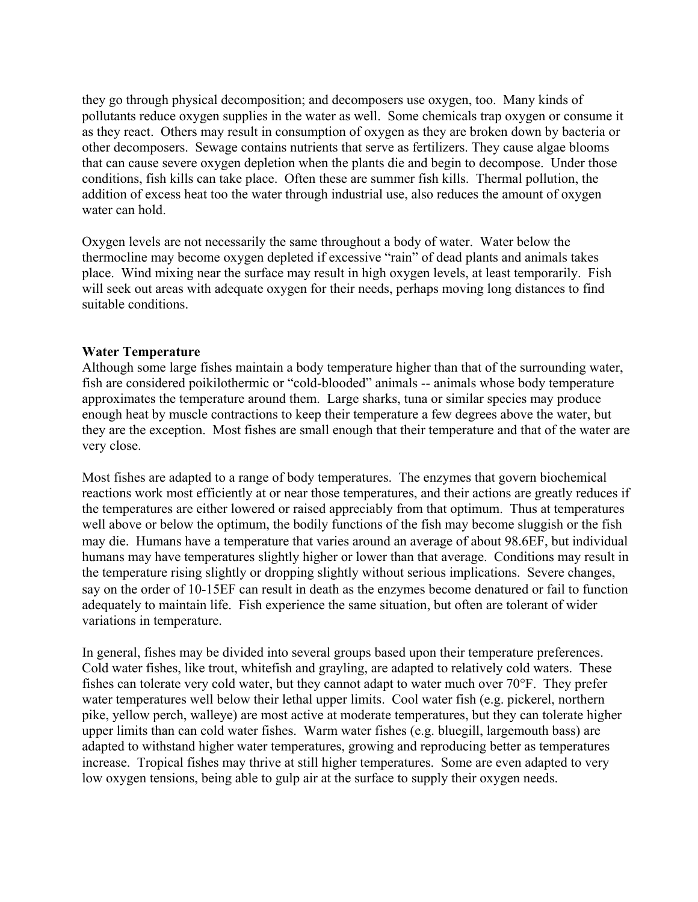they go through physical decomposition; and decomposers use oxygen, too. Many kinds of pollutants reduce oxygen supplies in the water as well. Some chemicals trap oxygen or consume it as they react. Others may result in consumption of oxygen as they are broken down by bacteria or other decomposers. Sewage contains nutrients that serve as fertilizers. They cause algae blooms that can cause severe oxygen depletion when the plants die and begin to decompose. Under those conditions, fish kills can take place. Often these are summer fish kills. Thermal pollution, the addition of excess heat too the water through industrial use, also reduces the amount of oxygen water can hold.

Oxygen levels are not necessarily the same throughout a body of water. Water below the thermocline may become oxygen depleted if excessive "rain" of dead plants and animals takes place. Wind mixing near the surface may result in high oxygen levels, at least temporarily. Fish will seek out areas with adequate oxygen for their needs, perhaps moving long distances to find suitable conditions.

**Water Temperature**

Although some large fishes maintain a body temperature higher than that of the surrounding water, fish are considered poikilothermic or "cold-blooded" animals -- animals whose body temperature approximates the temperature around them. Large sharks, tuna or similar species may produce enough heat by muscle contractions to keep their temperature a few degrees above the water, but they are the exception. Most fishes are small enough that their temperature and that of the water are very close.

Most fishes are adapted to a range of body temperatures. The enzymes that govern biochemical reactions work most efficiently at or near those temperatures, and their actions are greatly reduces if the temperatures are either lowered or raised appreciably from that optimum. Thus at temperatures well above or below the optimum, the bodily functions of the fish may become sluggish or the fish may die. Humans have a temperature that varies around an average of about 98.6EF, but individual humans may have temperatures slightly higher or lower than that average. Conditions may result in the temperature rising slightly or dropping slightly without serious implications. Severe changes, say on the order of 10-15EF can result in death as the enzymes become denatured or fail to function adequately to maintain life. Fish experience the same situation, but often are tolerant of wider variations in temperature.

In general, fishes may be divided into several groups based upon their temperature preferences. Cold water fishes, like trout, whitefish and grayling, are adapted to relatively cold waters. These fishes can tolerate very cold water, but they cannot adapt to water much over 70°F. They prefer water temperatures well below their lethal upper limits. Cool water fish (e.g. pickerel, northern pike, yellow perch, walleye) are most active at moderate temperatures, but they can tolerate higher upper limits than can cold water fishes. Warm water fishes (e.g. bluegill, largemouth bass) are adapted to withstand higher water temperatures, growing and reproducing better as temperatures increase. Tropical fishes may thrive at still higher temperatures. Some are even adapted to very low oxygen tensions, being able to gulp air at the surface to supply their oxygen needs.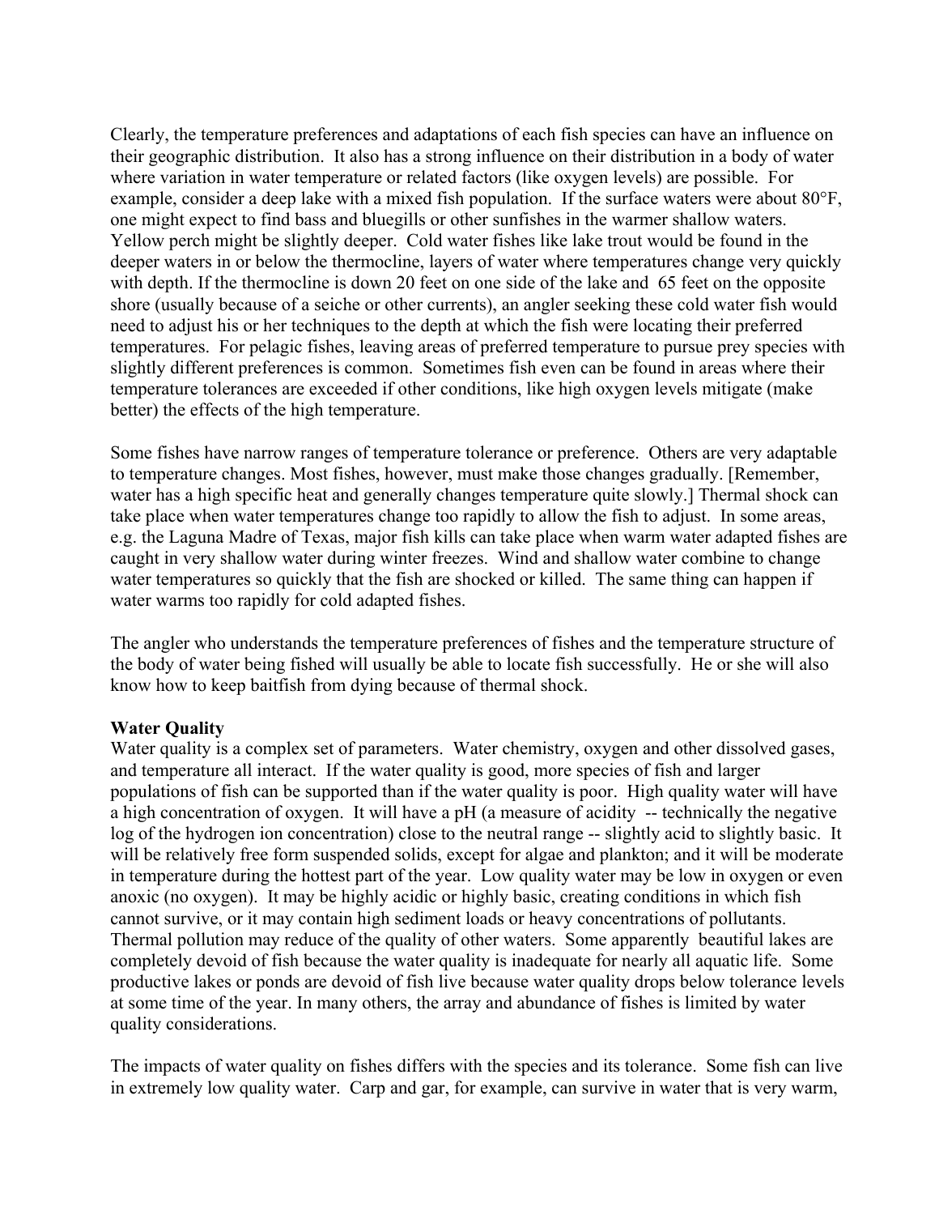Clearly, the temperature preferences and adaptations of each fish species can have an influence on their geographic distribution. It also has a strong influence on their distribution in a body of water where variation in water temperature or related factors (like oxygen levels) are possible. For example, consider a deep lake with a mixed fish population. If the surface waters were about 80°F, one might expect to find bass and bluegills or other sunfishes in the warmer shallow waters. Yellow perch might be slightly deeper. Cold water fishes like lake trout would be found in the deeper waters in or below the thermocline, layers of water where temperatures change very quickly with depth. If the thermocline is down 20 feet on one side of the lake and 65 feet on the opposite shore (usually because of a seiche or other currents), an angler seeking these cold water fish would need to adjust his or her techniques to the depth at which the fish were locating their preferred temperatures. For pelagic fishes, leaving areas of preferred temperature to pursue prey species with slightly different preferences is common. Sometimes fish even can be found in areas where their temperature tolerances are exceeded if other conditions, like high oxygen levels mitigate (make better) the effects of the high temperature.

Some fishes have narrow ranges of temperature tolerance or preference. Others are very adaptable to temperature changes. Most fishes, however, must make those changes gradually. [Remember, water has a high specific heat and generally changes temperature quite slowly.] Thermal shock can take place when water temperatures change too rapidly to allow the fish to adjust. In some areas, e.g. the Laguna Madre of Texas, major fish kills can take place when warm water adapted fishes are caught in very shallow water during winter freezes. Wind and shallow water combine to change water temperatures so quickly that the fish are shocked or killed. The same thing can happen if water warms too rapidly for cold adapted fishes.

The angler who understands the temperature preferences of fishes and the temperature structure of the body of water being fished will usually be able to locate fish successfully. He or she will also know how to keep baitfish from dying because of thermal shock.

**Water Quality**

Water quality is a complex set of parameters. Water chemistry, oxygen and other dissolved gases, and temperature all interact. If the water quality is good, more species of fish and larger populations of fish can be supported than if the water quality is poor. High quality water will have a high concentration of oxygen. It will have a pH (a measure of acidity -- technically the negative log of the hydrogen ion concentration) close to the neutral range -- slightly acid to slightly basic. It will be relatively free form suspended solids, except for algae and plankton; and it will be moderate in temperature during the hottest part of the year. Low quality water may be low in oxygen or even anoxic (no oxygen). It may be highly acidic or highly basic, creating conditions in which fish cannot survive, or it may contain high sediment loads or heavy concentrations of pollutants. Thermal pollution may reduce of the quality of other waters. Some apparently beautiful lakes are completely devoid of fish because the water quality is inadequate for nearly all aquatic life. Some productive lakes or ponds are devoid of fish live because water quality drops below tolerance levels at some time of the year. In many others, the array and abundance of fishes is limited by water quality considerations.

The impacts of water quality on fishes differs with the species and its tolerance. Some fish can live in extremely low quality water. Carp and gar, for example, can survive in water that is very warm,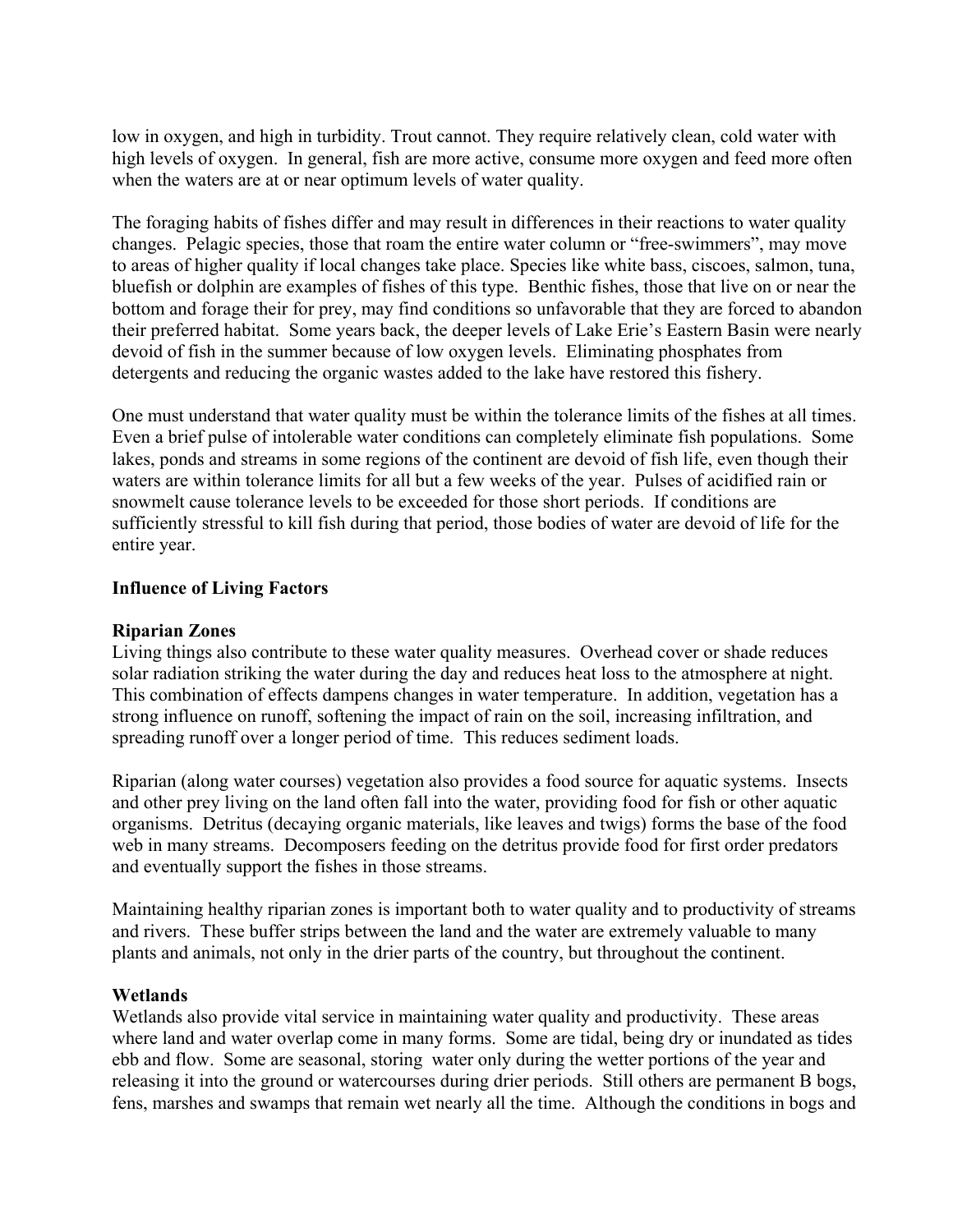low in oxygen, and high in turbidity. Trout cannot. They require relatively clean, cold water with high levels of oxygen. In general, fish are more active, consume more oxygen and feed more often when the waters are at or near optimum levels of water quality.

The foraging habits of fishes differ and may result in differences in their reactions to water quality changes. Pelagic species, those that roam the entire water column or "free-swimmers", may move to areas of higher quality if local changes take place. Species like white bass, ciscoes, salmon, tuna, bluefish or dolphin are examples of fishes of this type. Benthic fishes, those that live on or near the bottom and forage their for prey, may find conditions so unfavorable that they are forced to abandon their preferred habitat. Some years back, the deeper levels of Lake Erie's Eastern Basin were nearly devoid of fish in the summer because of low oxygen levels. Eliminating phosphates from detergents and reducing the organic wastes added to the lake have restored this fishery.

One must understand that water quality must be within the tolerance limits of the fishes at all times. Even a brief pulse of intolerable water conditions can completely eliminate fish populations. Some lakes, ponds and streams in some regions of the continent are devoid of fish life, even though their waters are within tolerance limits for all but a few weeks of the year. Pulses of acidified rain or snowmelt cause tolerance levels to be exceeded for those short periods. If conditions are sufficiently stressful to kill fish during that period, those bodies of water are devoid of life for the entire year.

**Influence of Living Factors**

**Riparian Zones**

Living things also contribute to these water quality measures. Overhead cover or shade reduces solar radiation striking the water during the day and reduces heat loss to the atmosphere at night. This combination of effects dampens changes in water temperature. In addition, vegetation has a strong influence on runoff, softening the impact of rain on the soil, increasing infiltration, and spreading runoff over a longer period of time. This reduces sediment loads.

Riparian (along water courses) vegetation also provides a food source for aquatic systems. Insects and other prey living on the land often fall into the water, providing food for fish or other aquatic organisms. Detritus (decaying organic materials, like leaves and twigs) forms the base of the food web in many streams. Decomposers feeding on the detritus provide food for first order predators and eventually support the fishes in those streams.

Maintaining healthy riparian zones is important both to water quality and to productivity of streams and rivers. These buffer strips between the land and the water are extremely valuable to many plants and animals, not only in the drier parts of the country, but throughout the continent.

**Wetlands**

Wetlands also provide vital service in maintaining water quality and productivity. These areas where land and water overlap come in many forms. Some are tidal, being dry or inundated as tides ebb and flow. Some are seasonal, storing water only during the wetter portions of the year and releasing it into the ground or watercourses during drier periods. Still others are permanent B bogs, fens, marshes and swamps that remain wet nearly all the time. Although the conditions in bogs and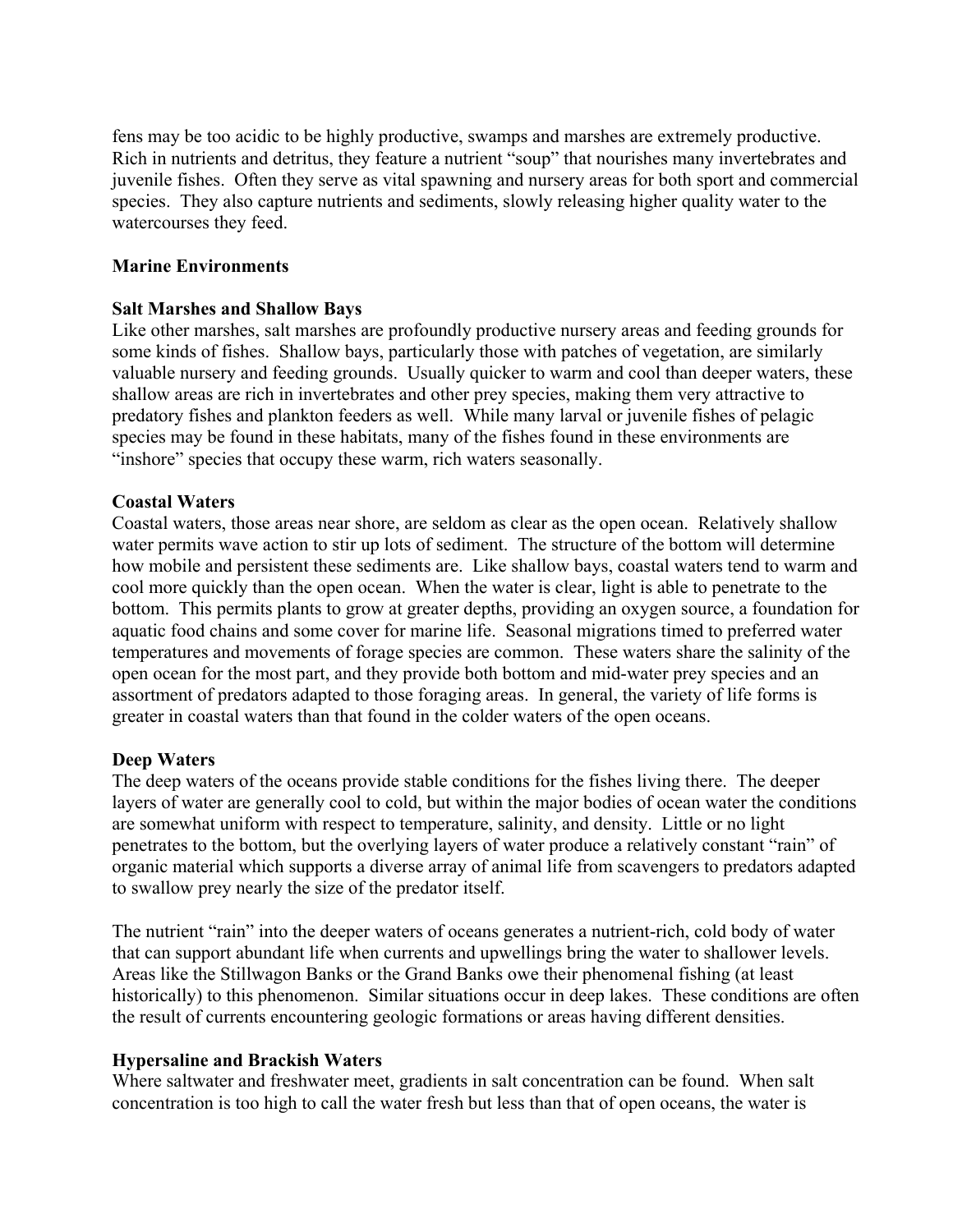fens may be too acidic to be highly productive, swamps and marshes are extremely productive. Rich in nutrients and detritus, they feature a nutrient "soup" that nourishes many invertebrates and juvenile fishes. Often they serve as vital spawning and nursery areas for both sport and commercial species. They also capture nutrients and sediments, slowly releasing higher quality water to the watercourses they feed.

## Marine Environments

### Salt Marshes and Shallow Bays

Like other marshes, salt marshes are profoundly productive nursery areas and feeding grounds for some kinds of fishes. Shallow bays, particularly those with patches of vegetation, are similarly valuable nursery and feeding grounds. Usually quicker to warm and cool than deeper waters, these shallow areas are rich in invertebrates and other prey species, making them very attractive to predatory fishes and plankton feeders as well. While many larval or juvenile fishes of pelagic species may be found in these habitats, many of the fishes found in these environments are "inshore" species that occupy these warm, rich waters seasonally.

### Coastal Waters

Coastal waters, those areas near shore, are seldom as clear as the open ocean. Relatively shallow water permits wave action to stir up lots of sediment. The structure of the bottom will determine how mobile and persistent these sediments are. Like shallow bays, coastal waters tend to warm and cool more quickly than the open ocean. When the water is clear, light is able to penetrate to the bottom. This permits plants to grow at greater depths, providing an oxygen source, a foundation for aquatic food chains and some cover for marine life. Seasonal migrations timed to preferred water temperatures and movements of forage species are common. These waters share the salinity of the open ocean for the most part, and they provide both bottom and mid-water prey species and an assortment of predators adapted to those foraging areas. In general, the variety of life forms is greater in coastal waters than that found in the colder waters of the open oceans.

### Deep Waters

The deep waters of the oceans provide stable conditions for the fishes living there. The deeper layers of water are generally cool to cold, but within the major bodies of ocean water the conditions are somewhat uniform with respect to temperature, salinity, and density. Little or no light penetrates to the bottom, but the overlying layers of water produce a relatively constant "rain" of organic material which supports a diverse array of animal life from scavengers to predators adapted to swallow prey nearly the size of the predator itself.

The nutrient "rain" into the deeper waters of oceans generates a nutrient-rich, cold body of water that can support abundant life when currents and upwellings bring the water to shallower levels. Areas like the Stillwagon Banks or the Grand Banks owe their phenomenal fishing (at least historically) to this phenomenon. Similar situations occur in deep lakes. These conditions are often the result of currents encountering geologic formations or areas having different densities.

### Hypersaline and Brackish Waters

Where saltwater and freshwater meet, gradients in salt concentration can be found. When salt concentration is too high to call the water fresh but less than that of open oceans, the water is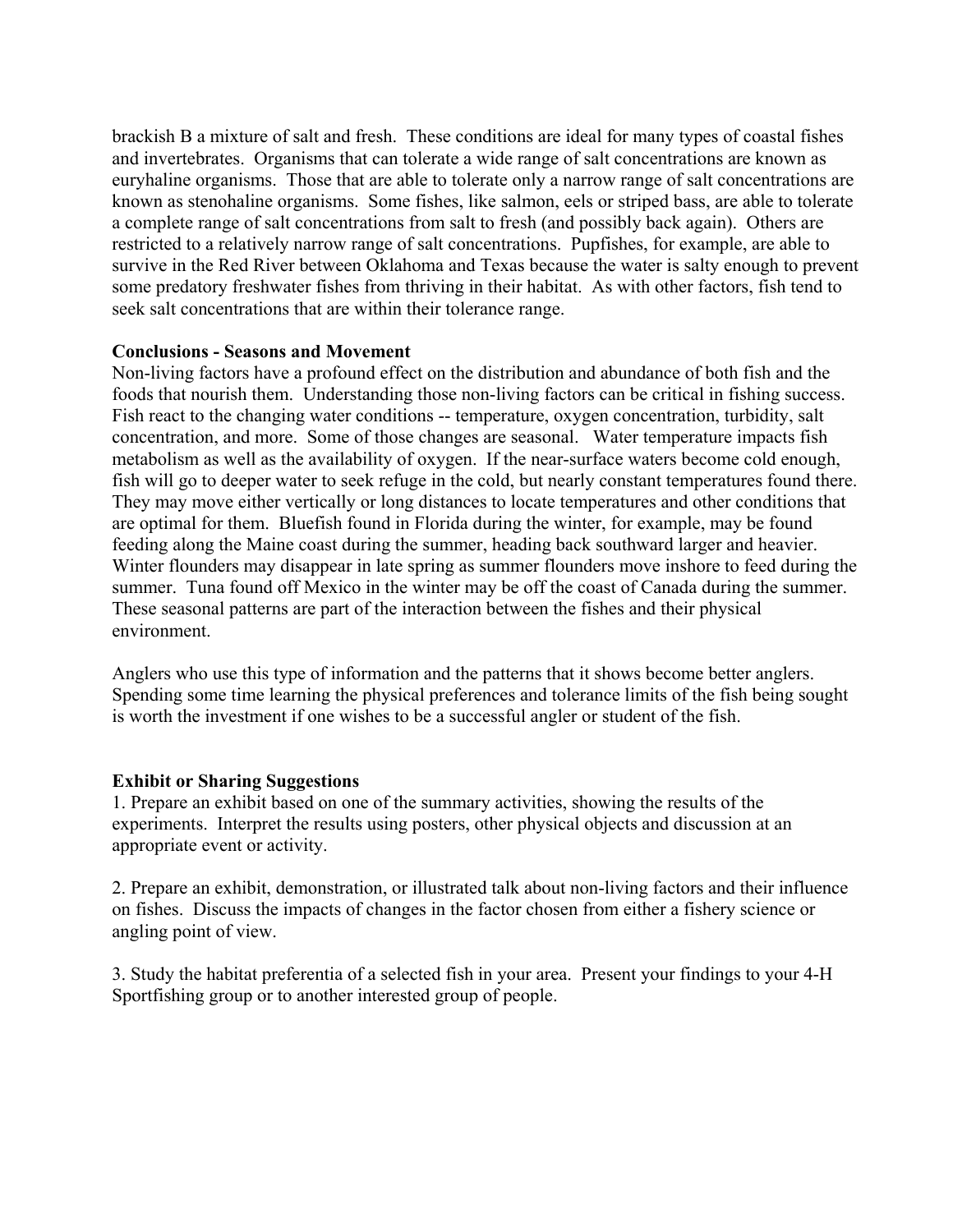brackish B a mixture of salt and fresh. These conditions are ideal for many types of coastal fishes and invertebrates. Organisms that can tolerate a wide range of salt concentrations are known as euryhaline organisms. Those that are able to tolerate only a narrow range of salt concentrations are known as stenohaline organisms. Some fishes, like salmon, eels or striped bass, are able to tolerate a complete range of salt concentrations from salt to fresh (and possibly back again). Others are restricted to a relatively narrow range of salt concentrations. Pupfishes, for example, are able to survive in the Red River between Oklahoma and Texas because the water is salty enough to prevent some predatory freshwater fishes from thriving in their habitat. As with other factors, fish tend to seek salt concentrations that are within their tolerance range.

**Conclusions - Seasons and Movement**

Non-living factors have a profound effect on the distribution and abundance of both fish and the foods that nourish them. Understanding those non-living factors can be critical in fishing success. Fish react to the changing water conditions -- temperature, oxygen concentration, turbidity, salt concentration, and more. Some of those changes are seasonal. Water temperature impacts fish metabolism as well as the availability of oxygen. If the near-surface waters become cold enough, fish will go to deeper water to seek refuge in the cold, but nearly constant temperatures found there. They may move either vertically or long distances to locate temperatures and other conditions that are optimal for them. Bluefish found in Florida during the winter, for example, may be found feeding along the Maine coast during the summer, heading back southward larger and heavier. Winter flounders may disappear in late spring as summer flounders move inshore to feed during the summer. Tuna found off Mexico in the winter may be off the coast of Canada during the summer. These seasonal patterns are part of the interaction between the fishes and their physical environment.

Anglers who use this type of information and the patterns that it shows become better anglers. Spending some time learning the physical preferences and tolerance limits of the fish being sought is worth the investment if one wishes to be a successful angler or student of the fish.

**Exhibit or Sharing Suggestions**

1. Prepare an exhibit based on one of the summary activities, showing the results of the experiments. Interpret the results using posters, other physical objects and discussion at an appropriate event or activity.

2. Prepare an exhibit, demonstration, or illustrated talk about non-living factors and their influence on fishes. Discuss the impacts of changes in the factor chosen from either a fishery science or angling point of view.

3. Study the habitat preferentia of a selected fish in your area. Present your findings to your 4-H Sportfishing group or to another interested group of people.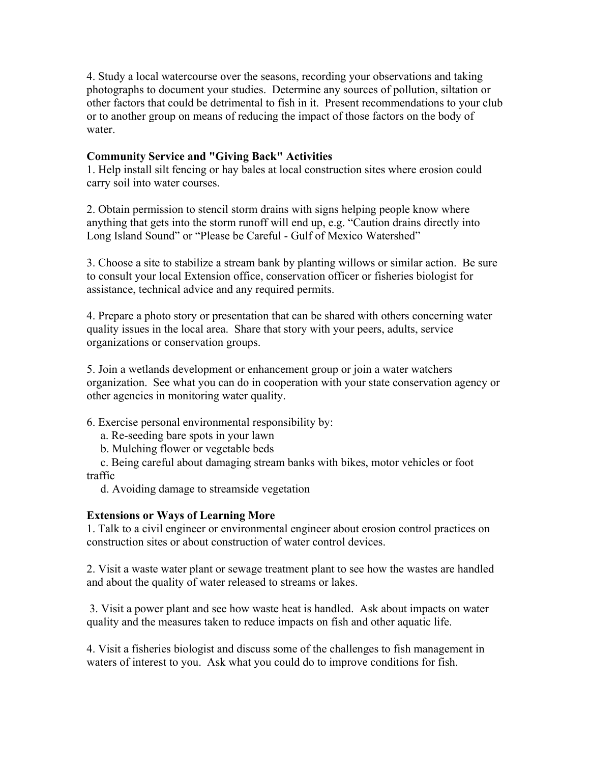4. Study a local watercourse over the seasons, recording your observations and taking photographs to document your studies. Determine any sources of pollution, siltation or other factors that could be detrimental to fish in it. Present recommendations to your club or to another group on means of reducing the impact of those factors on the body of water.

**Community Service and "Giving Back" Activities**

1. Help install silt fencing or hay bales at local construction sites where erosion could carry soil into water courses.

2. Obtain permission to stencil storm drains with signs helping people know where anything that gets into the storm runoff will end up, e.g. "Caution drains directly into Long Island Sound" or "Please be Careful - Gulf of Mexico Watershed"

3. Choose a site to stabilize a stream bank by planting willows or similar action. Be sure to consult your local Extension office, conservation officer or fisheries biologist for assistance, technical advice and any required permits.

4. Prepare a photo story or presentation that can be shared with others concerning water quality issues in the local area. Share that story with your peers, adults, service organizations or conservation groups.

5. Join a wetlands development or enhancement group or join a water watchers organization. See what you can do in cooperation with your state conservation agency or other agencies in monitoring water quality.

6. Exercise personal environmental responsibility by:
   a. Re-seeding bare spots in your lawn
   b. Mulching flower or vegetable beds
   c. Being careful about damaging stream banks with bikes, motor vehicles or foot traffic
   d. Avoiding damage to streamside vegetation

**Extensions or Ways of Learning More**

1. Talk to a civil engineer or environmental engineer about erosion control practices on construction sites or about construction of water control devices.

2. Visit a waste water plant or sewage treatment plant to see how the wastes are handled and about the quality of water released to streams or lakes.

3. Visit a power plant and see how waste heat is handled. Ask about impacts on water quality and the measures taken to reduce impacts on fish and other aquatic life.

4. Visit a fisheries biologist and discuss some of the challenges to fish management in waters of interest to you. Ask what you could do to improve conditions for fish.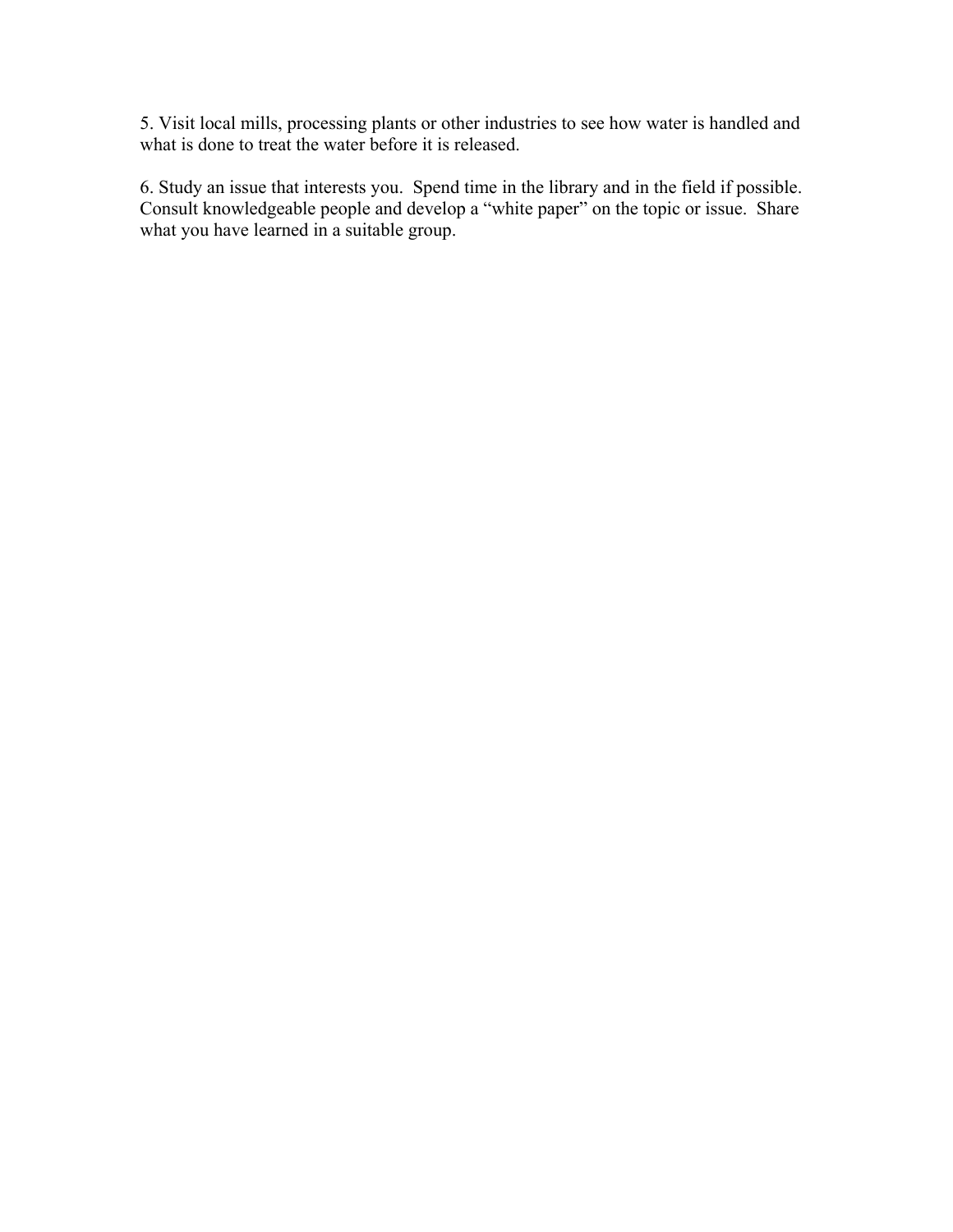5. Visit local mills, processing plants or other industries to see how water is handled and what is done to treat the water before it is released.

6. Study an issue that interests you. Spend time in the library and in the field if possible. Consult knowledgeable people and develop a "white paper" on the topic or issue. Share what you have learned in a suitable group.